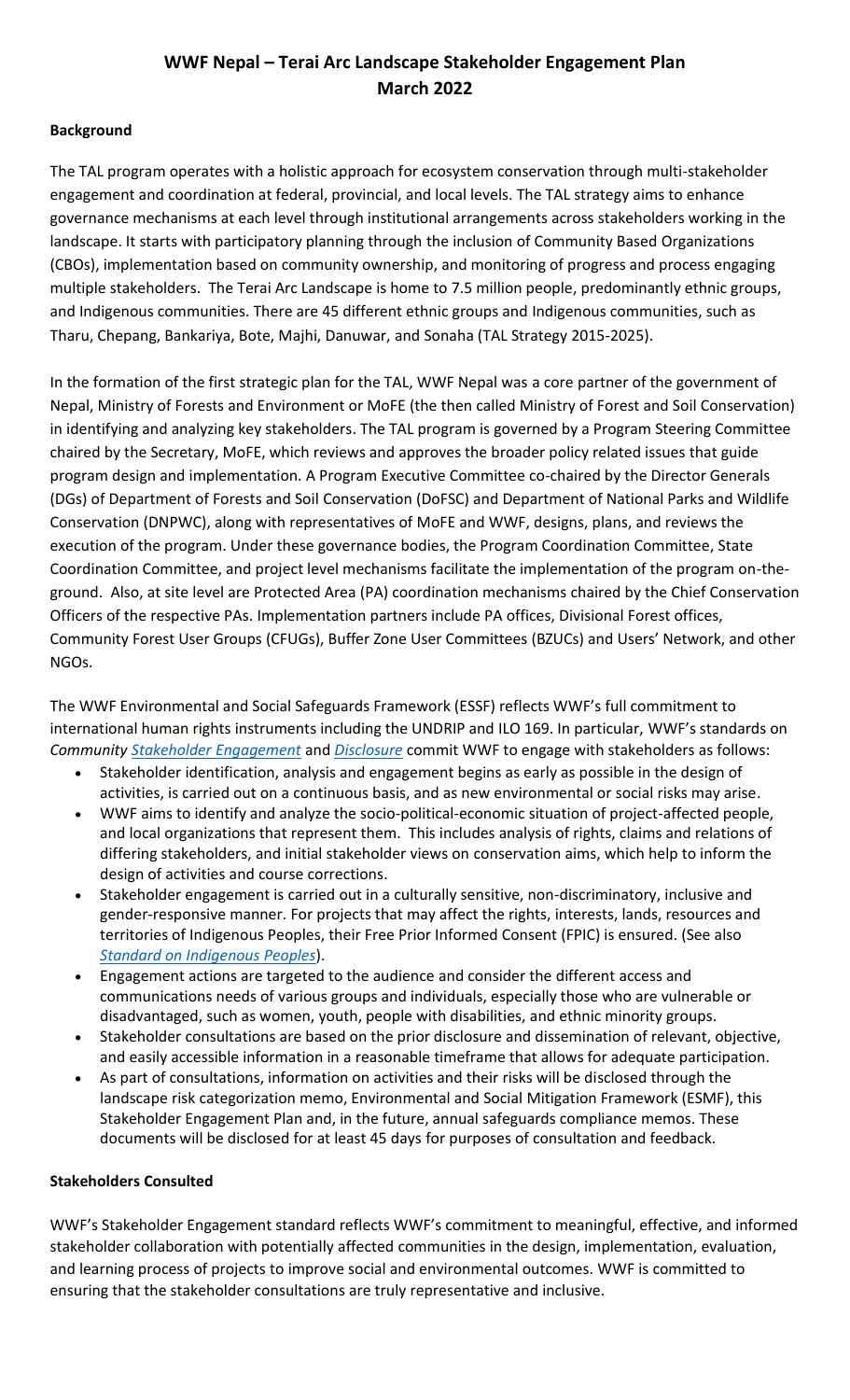# WWF Nepal – Terai Arc Landscape Stakeholder Engagement Plan
# March 2022

## Background

The TAL program operates with a holistic approach for ecosystem conservation through multi-stakeholder engagement and coordination at federal, provincial, and local levels. The TAL strategy aims to enhance governance mechanisms at each level through institutional arrangements across stakeholders working in the landscape. It starts with participatory planning through the inclusion of Community Based Organizations (CBOs), implementation based on community ownership, and monitoring of progress and process engaging multiple stakeholders. The Terai Arc Landscape is home to 7.5 million people, predominantly ethnic groups, and Indigenous communities. There are 45 different ethnic groups and Indigenous communities, such as Tharu, Chepang, Bankariya, Bote, Majhi, Danuwar, and Sonaha (TAL Strategy 2015-2025).

In the formation of the first strategic plan for the TAL, WWF Nepal was a core partner of the government of Nepal, Ministry of Forests and Environment or MoFE (the then called Ministry of Forest and Soil Conservation) in identifying and analyzing key stakeholders. The TAL program is governed by a Program Steering Committee chaired by the Secretary, MoFE, which reviews and approves the broader policy related issues that guide program design and implementation. A Program Executive Committee co-chaired by the Director Generals (DGs) of Department of Forests and Soil Conservation (DoFSC) and Department of National Parks and Wildlife Conservation (DNPWC), along with representatives of MoFE and WWF, designs, plans, and reviews the execution of the program. Under these governance bodies, the Program Coordination Committee, State Coordination Committee, and project level mechanisms facilitate the implementation of the program on-the-ground. Also, at site level are Protected Area (PA) coordination mechanisms chaired by the Chief Conservation Officers of the respective PAs. Implementation partners include PA offices, Divisional Forest offices, Community Forest User Groups (CFUGs), Buffer Zone User Committees (BZUCs) and Users' Network, and other NGOs.

The WWF Environmental and Social Safeguards Framework (ESSF) reflects WWF's full commitment to international human rights instruments including the UNDRIP and ILO 169. In particular, WWF's standards on *Community Stakeholder Engagement* and *Disclosure* commit WWF to engage with stakeholders as follows:

- Stakeholder identification, analysis and engagement begins as early as possible in the design of activities, is carried out on a continuous basis, and as new environmental or social risks may arise.
- WWF aims to identify and analyze the socio-political-economic situation of project-affected people, and local organizations that represent them. This includes analysis of rights, claims and relations of differing stakeholders, and initial stakeholder views on conservation aims, which help to inform the design of activities and course corrections.
- Stakeholder engagement is carried out in a culturally sensitive, non-discriminatory, inclusive and gender-responsive manner. For projects that may affect the rights, interests, lands, resources and territories of Indigenous Peoples, their Free Prior Informed Consent (FPIC) is ensured. (See also *Standard on Indigenous Peoples*).
- Engagement actions are targeted to the audience and consider the different access and communications needs of various groups and individuals, especially those who are vulnerable or disadvantaged, such as women, youth, people with disabilities, and ethnic minority groups.
- Stakeholder consultations are based on the prior disclosure and dissemination of relevant, objective, and easily accessible information in a reasonable timeframe that allows for adequate participation.
- As part of consultations, information on activities and their risks will be disclosed through the landscape risk categorization memo, Environmental and Social Mitigation Framework (ESMF), this Stakeholder Engagement Plan and, in the future, annual safeguards compliance memos. These documents will be disclosed for at least 45 days for purposes of consultation and feedback.

## Stakeholders Consulted

WWF's Stakeholder Engagement standard reflects WWF's commitment to meaningful, effective, and informed stakeholder collaboration with potentially affected communities in the design, implementation, evaluation, and learning process of projects to improve social and environmental outcomes. WWF is committed to ensuring that the stakeholder consultations are truly representative and inclusive.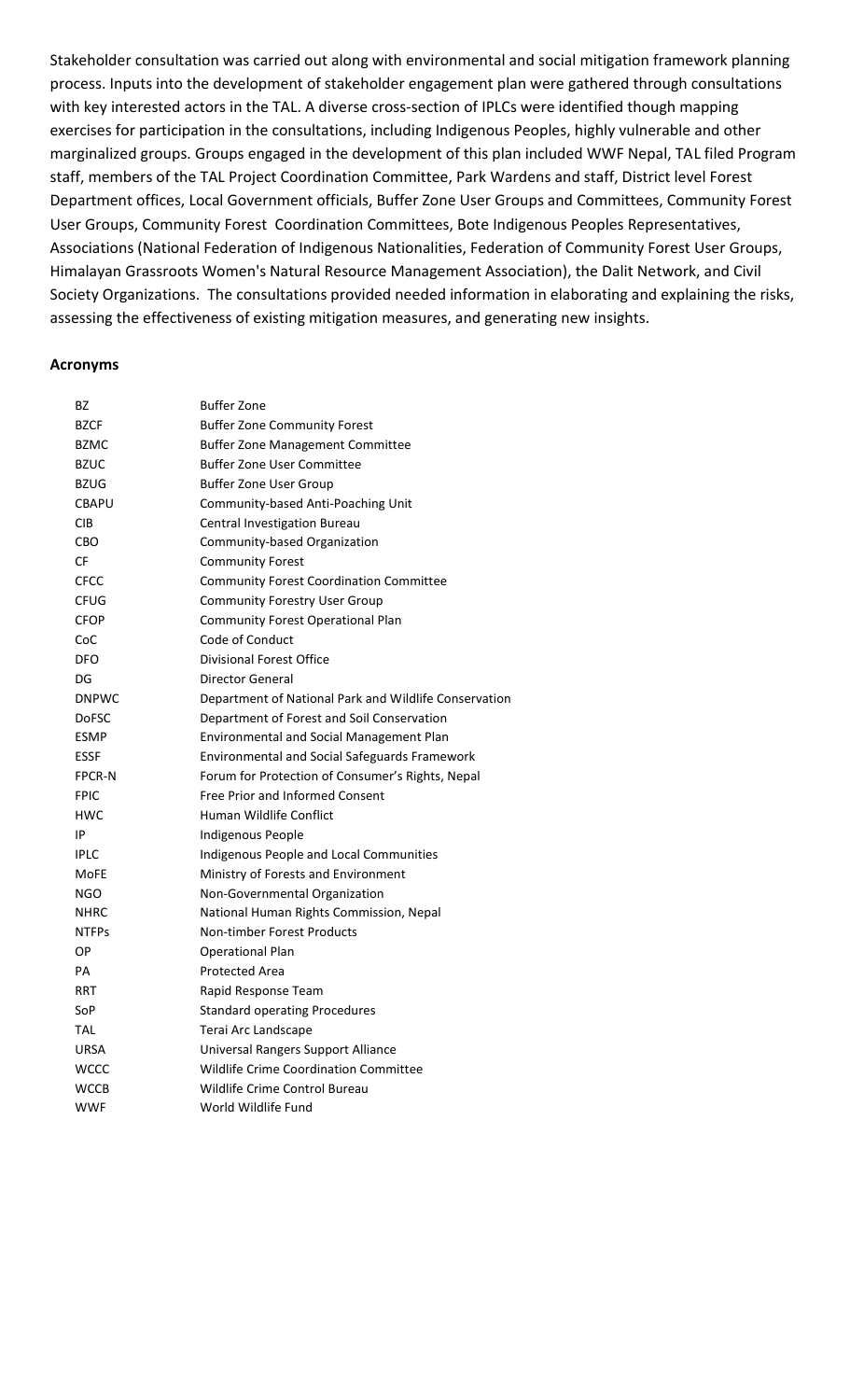Stakeholder consultation was carried out along with environmental and social mitigation framework planning process. Inputs into the development of stakeholder engagement plan were gathered through consultations with key interested actors in the TAL. A diverse cross-section of IPLCs were identified though mapping exercises for participation in the consultations, including Indigenous Peoples, highly vulnerable and other marginalized groups. Groups engaged in the development of this plan included WWF Nepal, TAL filed Program staff, members of the TAL Project Coordination Committee, Park Wardens and staff, District level Forest Department offices, Local Government officials, Buffer Zone User Groups and Committees, Community Forest User Groups, Community Forest Coordination Committees, Bote Indigenous Peoples Representatives, Associations (National Federation of Indigenous Nationalities, Federation of Community Forest User Groups, Himalayan Grassroots Women's Natural Resource Management Association), the Dalit Network, and Civil Society Organizations. The consultations provided needed information in elaborating and explaining the risks, assessing the effectiveness of existing mitigation measures, and generating new insights.

**Acronyms**

| | |
|---|---|
| BZ | Buffer Zone |
| BZCF | Buffer Zone Community Forest |
| BZMC | Buffer Zone Management Committee |
| BZUC | Buffer Zone User Committee |
| BZUG | Buffer Zone User Group |
| CBAPU | Community-based Anti-Poaching Unit |
| CIB | Central Investigation Bureau |
| CBO | Community-based Organization |
| CF | Community Forest |
| CFCC | Community Forest Coordination Committee |
| CFUG | Community Forestry User Group |
| CFOP | Community Forest Operational Plan |
| CoC | Code of Conduct |
| DFO | Divisional Forest Office |
| DG | Director General |
| DNPWC | Department of National Park and Wildlife Conservation |
| DoFSC | Department of Forest and Soil Conservation |
| ESMP | Environmental and Social Management Plan |
| ESSF | Environmental and Social Safeguards Framework |
| FPCR-N | Forum for Protection of Consumer's Rights, Nepal |
| FPIC | Free Prior and Informed Consent |
| HWC | Human Wildlife Conflict |
| IP | Indigenous People |
| IPLC | Indigenous People and Local Communities |
| MoFE | Ministry of Forests and Environment |
| NGO | Non-Governmental Organization |
| NHRC | National Human Rights Commission, Nepal |
| NTFPs | Non-timber Forest Products |
| OP | Operational Plan |
| PA | Protected Area |
| RRT | Rapid Response Team |
| SoP | Standard operating Procedures |
| TAL | Terai Arc Landscape |
| URSA | Universal Rangers Support Alliance |
| WCCC | Wildlife Crime Coordination Committee |
| WCCB | Wildlife Crime Control Bureau |
| WWF | World Wildlife Fund |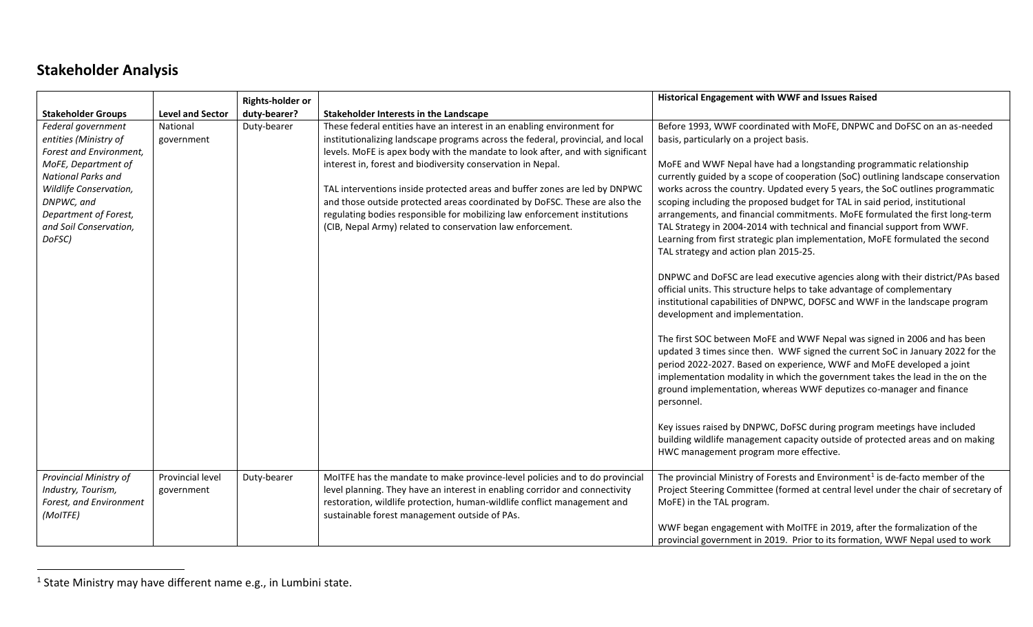## Stakeholder Analysis

| Stakeholder Groups | Level and Sector | Rights-holder or duty-bearer? | Stakeholder Interests in the Landscape | Historical Engagement with WWF and Issues Raised |
|---|---|---|---|---|
| *Federal government entities (Ministry of Forest and Environment, MoFE, Department of National Parks and Wildlife Conservation, DNPWC, and Department of Forest, and Soil Conservation, DoFSC)* | National government | Duty-bearer | These federal entities have an interest in an enabling environment for institutionalizing landscape programs across the federal, provincial, and local levels. MoFE is apex body with the mandate to look after, and with significant interest in, forest and biodiversity conservation in Nepal.<br><br>TAL interventions inside protected areas and buffer zones are led by DNPWC and those outside protected areas coordinated by DoFSC. These are also the regulating bodies responsible for mobilizing law enforcement institutions (CIB, Nepal Army) related to conservation law enforcement. | Before 1993, WWF coordinated with MoFE, DNPWC and DoFSC on an as-needed basis, particularly on a project basis.<br><br>MoFE and WWF Nepal have had a longstanding programmatic relationship currently guided by a scope of cooperation (SoC) outlining landscape conservation works across the country. Updated every 5 years, the SoC outlines programmatic scoping including the proposed budget for TAL in said period, institutional arrangements, and financial commitments. MoFE formulated the first long-term TAL Strategy in 2004-2014 with technical and financial support from WWF. Learning from first strategic plan implementation, MoFE formulated the second TAL strategy and action plan 2015-25.<br><br>DNPWC and DoFSC are lead executive agencies along with their district/PAs based official units. This structure helps to take advantage of complementary institutional capabilities of DNPWC, DOFSC and WWF in the landscape program development and implementation.<br><br>The first SOC between MoFE and WWF Nepal was signed in 2006 and has been updated 3 times since then. WWF signed the current SoC in January 2022 for the period 2022-2027. Based on experience, WWF and MoFE developed a joint implementation modality in which the government takes the lead in the on the ground implementation, whereas WWF deputizes co-manager and finance personnel.<br><br>Key issues raised by DNPWC, DoFSC during program meetings have included building wildlife management capacity outside of protected areas and on making HWC management program more effective. |
| *Provincial Ministry of Industry, Tourism, Forest, and Environment (MoITFE)* | Provincial level government | Duty-bearer | MoITFE has the mandate to make province-level policies and to do provincial level planning. They have an interest in enabling corridor and connectivity restoration, wildlife protection, human-wildlife conflict management and sustainable forest management outside of PAs. | The provincial Ministry of Forests and Environment[1] is de-facto member of the Project Steering Committee (formed at central level under the chair of secretary of MoFE) in the TAL program.<br><br>WWF began engagement with MoITFE in 2019, after the formalization of the provincial government in 2019. Prior to its formation, WWF Nepal used to work |

[1] State Ministry may have different name e.g., in Lumbini state.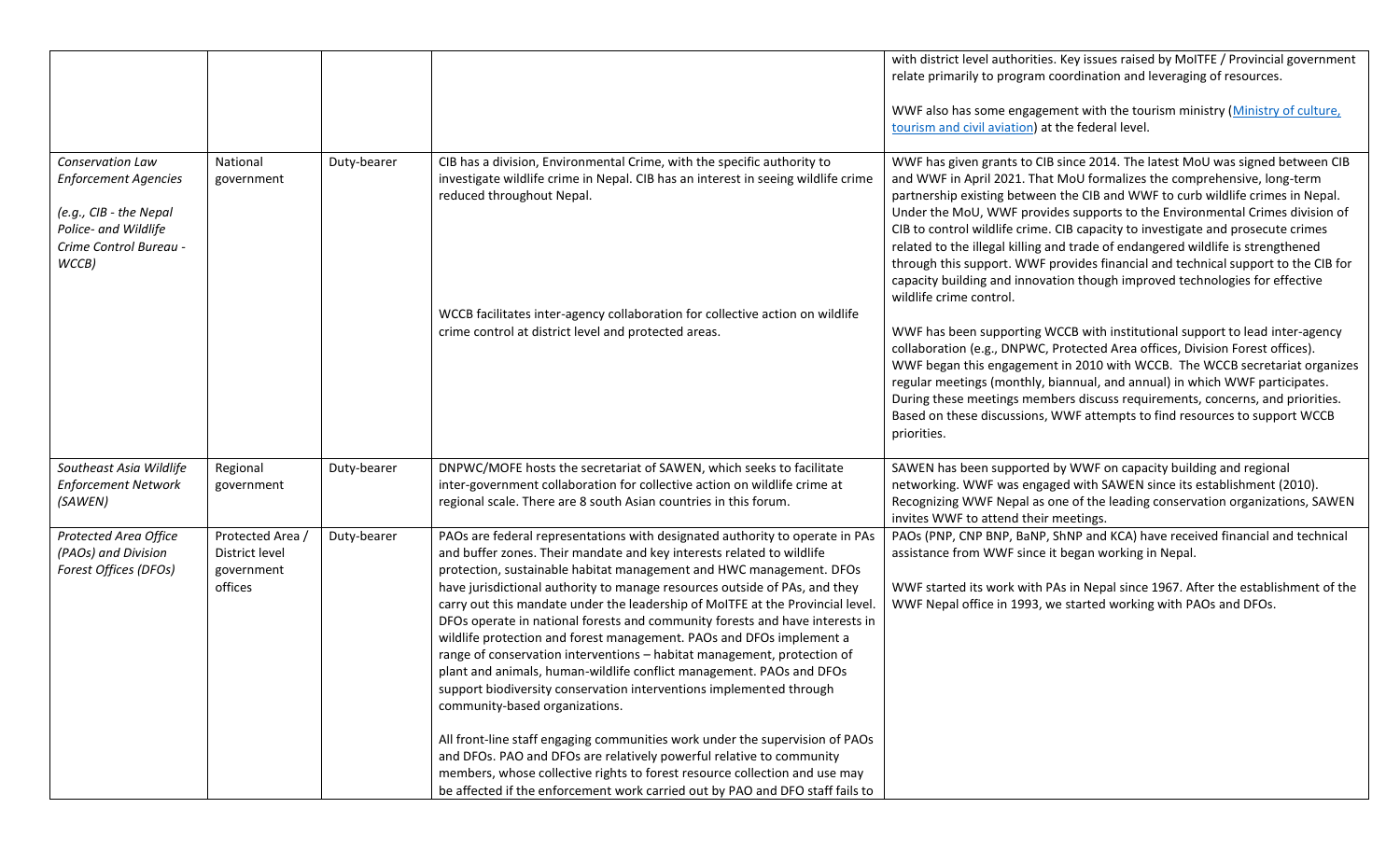| | | | | |
|---|---|---|---|---|
| | | | | with district level authorities. Key issues raised by MoITFE / Provincial government relate primarily to program coordination and leveraging of resources.<br><br>WWF also has some engagement with the tourism ministry (Ministry of culture, tourism and civil aviation) at the federal level. |
| *Conservation Law Enforcement Agencies*<br><br>*(e.g., CIB - the Nepal Police- and Wildlife Crime Control Bureau - WCCB)* | National government | Duty-bearer | CIB has a division, Environmental Crime, with the specific authority to investigate wildlife crime in Nepal. CIB has an interest in seeing wildlife crime reduced throughout Nepal.<br><br>WCCB facilitates inter-agency collaboration for collective action on wildlife crime control at district level and protected areas. | WWF has given grants to CIB since 2014. The latest MoU was signed between CIB and WWF in April 2021. That MoU formalizes the comprehensive, long-term partnership existing between the CIB and WWF to curb wildlife crimes in Nepal. Under the MoU, WWF provides supports to the Environmental Crimes division of CIB to control wildlife crime. CIB capacity to investigate and prosecute crimes related to the illegal killing and trade of endangered wildlife is strengthened through this support. WWF provides financial and technical support to the CIB for capacity building and innovation though improved technologies for effective wildlife crime control.<br><br>WWF has been supporting WCCB with institutional support to lead inter-agency collaboration (e.g., DNPWC, Protected Area offices, Division Forest offices). WWF began this engagement in 2010 with WCCB. The WCCB secretariat organizes regular meetings (monthly, biannual, and annual) in which WWF participates. During these meetings members discuss requirements, concerns, and priorities. Based on these discussions, WWF attempts to find resources to support WCCB priorities. |
| *Southeast Asia Wildlife Enforcement Network (SAWEN)* | Regional government | Duty-bearer | DNPWC/MOFE hosts the secretariat of SAWEN, which seeks to facilitate inter-government collaboration for collective action on wildlife crime at regional scale. There are 8 south Asian countries in this forum. | SAWEN has been supported by WWF on capacity building and regional networking. WWF was engaged with SAWEN since its establishment (2010). Recognizing WWF Nepal as one of the leading conservation organizations, SAWEN invites WWF to attend their meetings. |
| *Protected Area Office (PAOs) and Division Forest Offices (DFOs)* | Protected Area / District level government offices | Duty-bearer | PAOs are federal representations with designated authority to operate in PAs and buffer zones. Their mandate and key interests related to wildlife protection, sustainable habitat management and HWC management. DFOs have jurisdictional authority to manage resources outside of PAs, and they carry out this mandate under the leadership of MoITFE at the Provincial level. DFOs operate in national forests and community forests and have interests in wildlife protection and forest management. PAOs and DFOs implement a range of conservation interventions – habitat management, protection of plant and animals, human-wildlife conflict management. PAOs and DFOs support biodiversity conservation interventions implemented through community-based organizations.<br><br>All front-line staff engaging communities work under the supervision of PAOs and DFOs. PAO and DFOs are relatively powerful relative to community members, whose collective rights to forest resource collection and use may be affected if the enforcement work carried out by PAO and DFO staff fails to | PAOs (PNP, CNP BNP, BaNP, ShNP and KCA) have received financial and technical assistance from WWF since it began working in Nepal.<br><br>WWF started its work with PAs in Nepal since 1967. After the establishment of the WWF Nepal office in 1993, we started working with PAOs and DFOs. |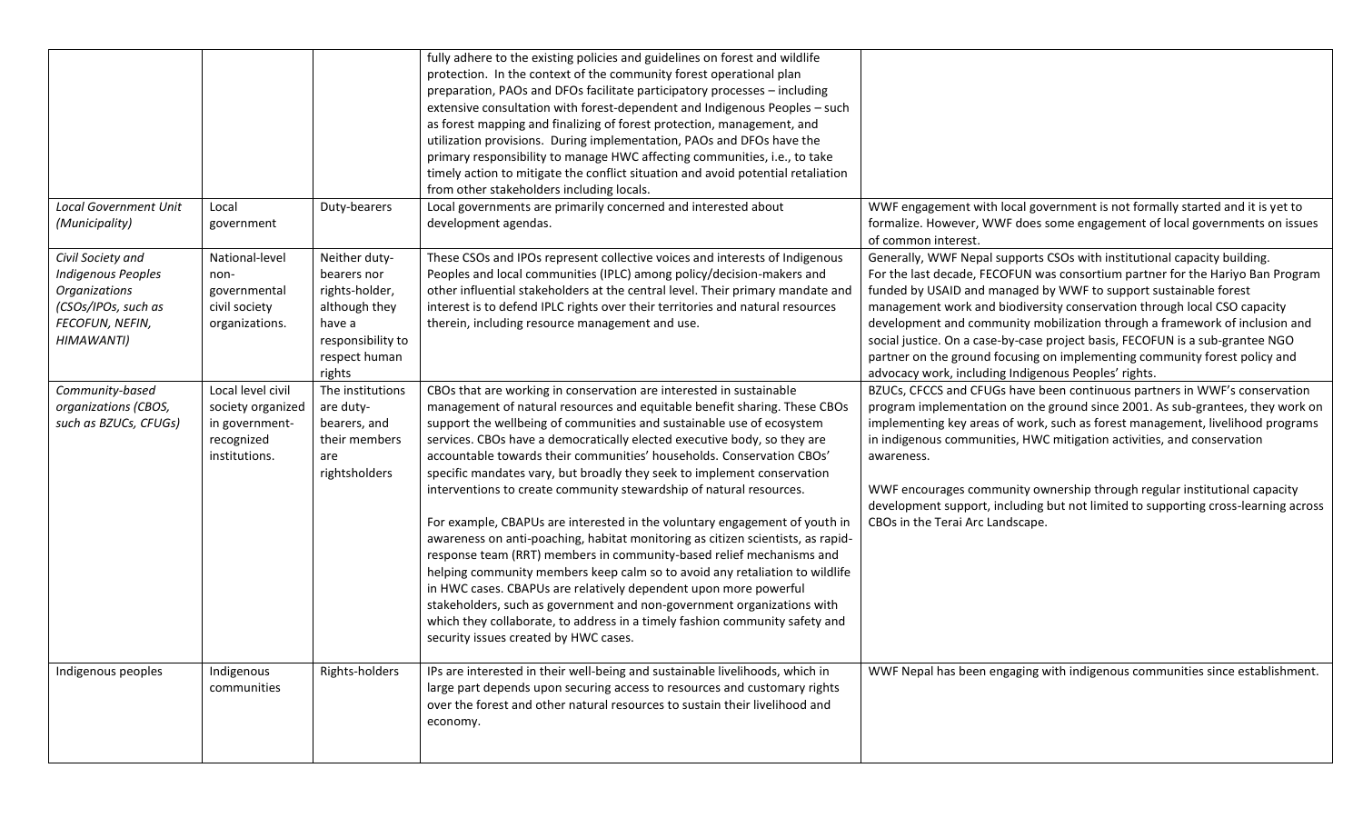| | | | | |
|---|---|---|---|---|
| | | | fully adhere to the existing policies and guidelines on forest and wildlife protection. In the context of the community forest operational plan preparation, PAOs and DFOs facilitate participatory processes – including extensive consultation with forest-dependent and Indigenous Peoples – such as forest mapping and finalizing of forest protection, management, and utilization provisions. During implementation, PAOs and DFOs have the primary responsibility to manage HWC affecting communities, i.e., to take timely action to mitigate the conflict situation and avoid potential retaliation from other stakeholders including locals. | |
| *Local Government Unit (Municipality)* | Local government | Duty-bearers | Local governments are primarily concerned and interested about development agendas. | WWF engagement with local government is not formally started and it is yet to formalize. However, WWF does some engagement of local governments on issues of common interest. |
| *Civil Society and Indigenous Peoples Organizations (CSOs/IPOs, such as FECOFUN, NEFIN, HIMAWANTI)* | National-level non-governmental civil society organizations. | Neither duty-bearers nor rights-holder, although they have a responsibility to respect human rights | These CSOs and IPOs represent collective voices and interests of Indigenous Peoples and local communities (IPLC) among policy/decision-makers and other influential stakeholders at the central level. Their primary mandate and interest is to defend IPLC rights over their territories and natural resources therein, including resource management and use. | Generally, WWF Nepal supports CSOs with institutional capacity building. For the last decade, FECOFUN was consortium partner for the Hariyo Ban Program funded by USAID and managed by WWF to support sustainable forest management work and biodiversity conservation through local CSO capacity development and community mobilization through a framework of inclusion and social justice. On a case-by-case project basis, FECOFUN is a sub-grantee NGO partner on the ground focusing on implementing community forest policy and advocacy work, including Indigenous Peoples' rights. |
| *Community-based organizations (CBOS, such as BZUCs, CFUGs)* | Local level civil society organized in government-recognized institutions. | The institutions are duty-bearers, and their members are rightsholders | CBOs that are working in conservation are interested in sustainable management of natural resources and equitable benefit sharing. These CBOs support the wellbeing of communities and sustainable use of ecosystem services. CBOs have a democratically elected executive body, so they are accountable towards their communities' households. Conservation CBOs' specific mandates vary, but broadly they seek to implement conservation interventions to create community stewardship of natural resources.<br><br>For example, CBAPUs are interested in the voluntary engagement of youth in awareness on anti-poaching, habitat monitoring as citizen scientists, as rapid-response team (RRT) members in community-based relief mechanisms and helping community members keep calm so to avoid any retaliation to wildlife in HWC cases. CBAPUs are relatively dependent upon more powerful stakeholders, such as government and non-government organizations with which they collaborate, to address in a timely fashion community safety and security issues created by HWC cases. | BZUCs, CFCCS and CFUGs have been continuous partners in WWF's conservation program implementation on the ground since 2001. As sub-grantees, they work on implementing key areas of work, such as forest management, livelihood programs in indigenous communities, HWC mitigation activities, and conservation awareness.<br><br>WWF encourages community ownership through regular institutional capacity development support, including but not limited to supporting cross-learning across CBOs in the Terai Arc Landscape. |
| Indigenous peoples | Indigenous communities | Rights-holders | IPs are interested in their well-being and sustainable livelihoods, which in large part depends upon securing access to resources and customary rights over the forest and other natural resources to sustain their livelihood and economy. | WWF Nepal has been engaging with indigenous communities since establishment. |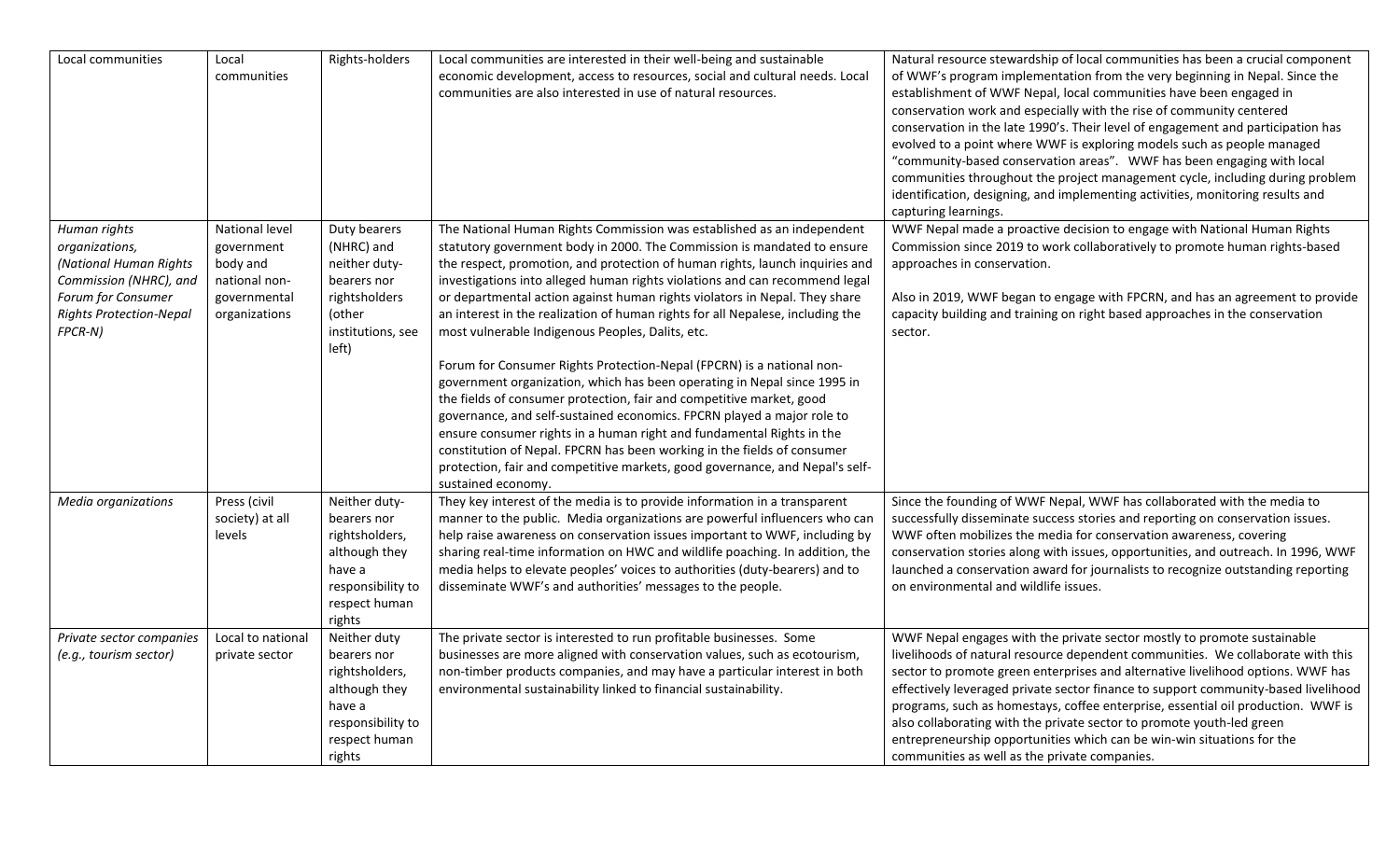| Local communities | Local communities | Rights-holders | Local communities are interested in their well-being and sustainable economic development, access to resources, social and cultural needs. Local communities are also interested in use of natural resources. | Natural resource stewardship of local communities has been a crucial component of WWF's program implementation from the very beginning in Nepal. Since the establishment of WWF Nepal, local communities have been engaged in conservation work and especially with the rise of community centered conservation in the late 1990's. Their level of engagement and participation has evolved to a point where WWF is exploring models such as people managed "community-based conservation areas". WWF has been engaging with local communities throughout the project management cycle, including during problem identification, designing, and implementing activities, monitoring results and capturing learnings. |
|---|---|---|---|---|
| *Human rights organizations, (National Human Rights Commission (NHRC), and Forum for Consumer Rights Protection-Nepal FPCR-N)* | National level government body and national non-governmental organizations | Duty bearers (NHRC) and neither duty-bearers nor rightsholders (other institutions, see left) | The National Human Rights Commission was established as an independent statutory government body in 2000. The Commission is mandated to ensure the respect, promotion, and protection of human rights, launch inquiries and investigations into alleged human rights violations and can recommend legal or departmental action against human rights violators in Nepal. They share an interest in the realization of human rights for all Nepalese, including the most vulnerable Indigenous Peoples, Dalits, etc.<br><br>Forum for Consumer Rights Protection-Nepal (FPCRN) is a national non-government organization, which has been operating in Nepal since 1995 in the fields of consumer protection, fair and competitive market, good governance, and self-sustained economics. FPCRN played a major role to ensure consumer rights in a human right and fundamental Rights in the constitution of Nepal. FPCRN has been working in the fields of consumer protection, fair and competitive markets, good governance, and Nepal's self-sustained economy. | WWF Nepal made a proactive decision to engage with National Human Rights Commission since 2019 to work collaboratively to promote human rights-based approaches in conservation.<br><br>Also in 2019, WWF began to engage with FPCRN, and has an agreement to provide capacity building and training on right based approaches in the conservation sector. |
| *Media organizations* | Press (civil society) at all levels | Neither duty-bearers nor rightsholders, although they have a responsibility to respect human rights | They key interest of the media is to provide information in a transparent manner to the public. Media organizations are powerful influencers who can help raise awareness on conservation issues important to WWF, including by sharing real-time information on HWC and wildlife poaching. In addition, the media helps to elevate peoples' voices to authorities (duty-bearers) and to disseminate WWF's and authorities' messages to the people. | Since the founding of WWF Nepal, WWF has collaborated with the media to successfully disseminate success stories and reporting on conservation issues. WWF often mobilizes the media for conservation awareness, covering conservation stories along with issues, opportunities, and outreach. In 1996, WWF launched a conservation award for journalists to recognize outstanding reporting on environmental and wildlife issues. |
| *Private sector companies (e.g., tourism sector)* | Local to national private sector | Neither duty bearers nor rightsholders, although they have a responsibility to respect human rights | The private sector is interested to run profitable businesses. Some businesses are more aligned with conservation values, such as ecotourism, non-timber products companies, and may have a particular interest in both environmental sustainability linked to financial sustainability. | WWF Nepal engages with the private sector mostly to promote sustainable livelihoods of natural resource dependent communities. We collaborate with this sector to promote green enterprises and alternative livelihood options. WWF has effectively leveraged private sector finance to support community-based livelihood programs, such as homestays, coffee enterprise, essential oil production. WWF is also collaborating with the private sector to promote youth-led green entrepreneurship opportunities which can be win-win situations for the communities as well as the private companies. |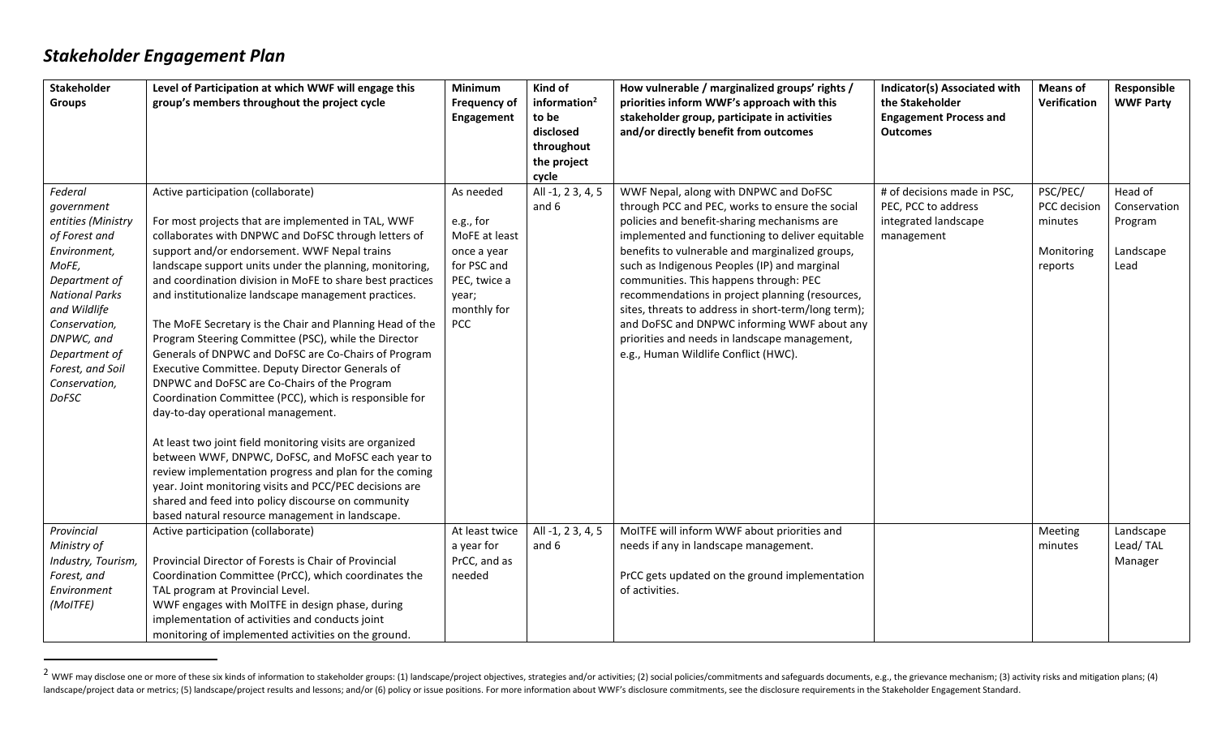## *Stakeholder Engagement Plan*

| Stakeholder Groups | Level of Participation at which WWF will engage this group's members throughout the project cycle | Minimum Frequency of Engagement | Kind of information[2] to be disclosed throughout the project cycle | How vulnerable / marginalized groups' rights / priorities inform WWF's approach with this stakeholder group, participate in activities and/or directly benefit from outcomes | Indicator(s) Associated with the Stakeholder Engagement Process and Outcomes | Means of Verification | Responsible WWF Party |
|---|---|---|---|---|---|---|---|
| *Federal government entities (Ministry of Forest and Environment, MoFE, Department of National Parks and Wildlife Conservation, DNPWC, and Department of Forest, and Soil Conservation, DoFSC* | Active participation (collaborate)<br><br>For most projects that are implemented in TAL, WWF collaborates with DNPWC and DoFSC through letters of support and/or endorsement. WWF Nepal trains landscape support units under the planning, monitoring, and coordination division in MoFE to share best practices and institutionalize landscape management practices.<br><br>The MoFE Secretary is the Chair and Planning Head of the Program Steering Committee (PSC), while the Director Generals of DNPWC and DoFSC are Co-Chairs of Program Executive Committee. Deputy Director Generals of DNPWC and DoFSC are Co-Chairs of the Program Coordination Committee (PCC), which is responsible for day-to-day operational management.<br><br>At least two joint field monitoring visits are organized between WWF, DNPWC, DoFSC, and MoFSC each year to review implementation progress and plan for the coming year. Joint monitoring visits and PCC/PEC decisions are shared and feed into policy discourse on community based natural resource management in landscape. | As needed<br><br>e.g., for MoFE at least once a year for PSC and PEC, twice a year; monthly for PCC | All -1, 2 3, 4, 5 and 6 | WWF Nepal, along with DNPWC and DoFSC through PCC and PEC, works to ensure the social policies and benefit-sharing mechanisms are implemented and functioning to deliver equitable benefits to vulnerable and marginalized groups, such as Indigenous Peoples (IP) and marginal communities. This happens through: PEC recommendations in project planning (resources, sites, threats to address in short-term/long term); and DoFSC and DNPWC informing WWF about any priorities and needs in landscape management, e.g., Human Wildlife Conflict (HWC). | # of decisions made in PSC, PEC, PCC to address integrated landscape management | PSC/PEC/ PCC decision minutes<br><br>Monitoring reports | Head of Conservation Program<br><br>Landscape Lead |
| *Provincial Ministry of Industry, Tourism, Forest, and Environment (MoITFE)* | Active participation (collaborate)<br><br>Provincial Director of Forests is Chair of Provincial Coordination Committee (PrCC), which coordinates the TAL program at Provincial Level.<br>WWF engages with MoITFE in design phase, during implementation of activities and conducts joint monitoring of implemented activities on the ground. | At least twice a year for PrCC, and as needed | All -1, 2 3, 4, 5 and 6 | MoITFE will inform WWF about priorities and needs if any in landscape management.<br><br>PrCC gets updated on the ground implementation of activities. | | Meeting minutes | Landscape Lead/ TAL Manager |

[2] WWF may disclose one or more of these six kinds of information to stakeholder groups: (1) landscape/project objectives, strategies and/or activities; (2) social policies/commitments and safeguards documents, e.g., the grievance mechanism; (3) activity risks and mitigation plans; (4) landscape/project data or metrics; (5) landscape/project results and lessons; and/or (6) policy or issue positions. For more information about WWF's disclosure commitments, see the disclosure requirements in the Stakeholder Engagement Standard.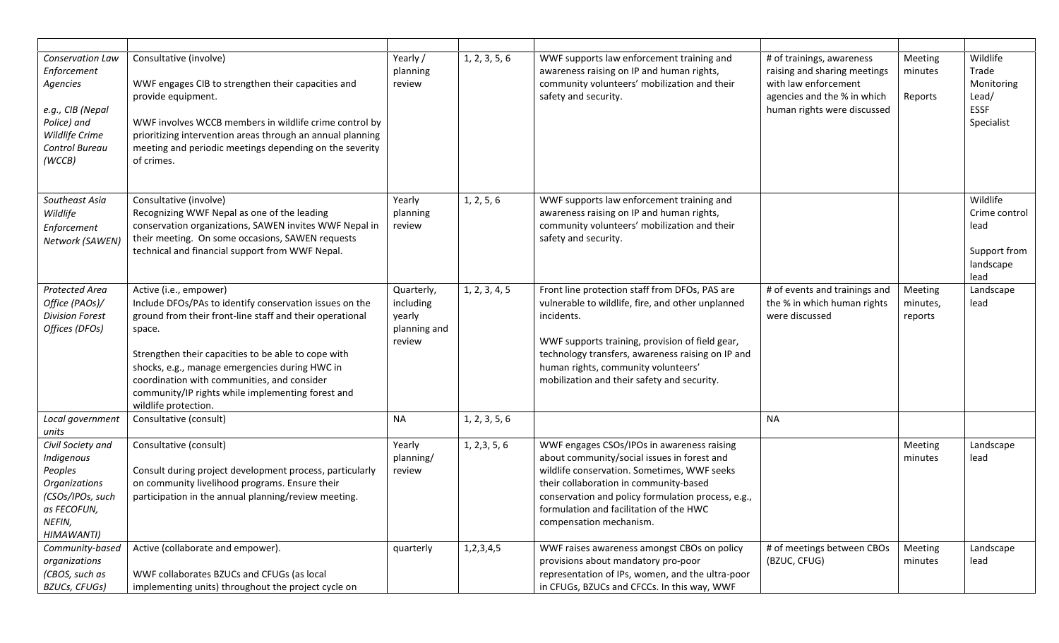| | | | | | | | |
|---|---|---|---|---|---|---|---|
| *Conservation Law Enforcement Agencies*<br><br>*e.g., CIB (Nepal Police) and Wildlife Crime Control Bureau (WCCB)* | Consultative (involve)<br><br>WWF engages CIB to strengthen their capacities and provide equipment.<br><br>WWF involves WCCB members in wildlife crime control by prioritizing intervention areas through an annual planning meeting and periodic meetings depending on the severity of crimes. | Yearly / planning review | 1, 2, 3, 5, 6 | WWF supports law enforcement training and awareness raising on IP and human rights, community volunteers' mobilization and their safety and security. | # of trainings, awareness raising and sharing meetings with law enforcement agencies and the % in which human rights were discussed | Meeting minutes<br><br>Reports | Wildlife Trade Monitoring Lead/ ESSF Specialist |
| *Southeast Asia Wildlife Enforcement Network (SAWEN)* | Consultative (involve)<br>Recognizing WWF Nepal as one of the leading conservation organizations, SAWEN invites WWF Nepal in their meeting. On some occasions, SAWEN requests technical and financial support from WWF Nepal. | Yearly planning review | 1, 2, 5, 6 | WWF supports law enforcement training and awareness raising on IP and human rights, community volunteers' mobilization and their safety and security. | | | Wildlife Crime control lead<br><br>Support from landscape lead |
| *Protected Area Office (PAOs)/ Division Forest Offices (DFOs)* | Active (i.e., empower)<br>Include DFOs/PAs to identify conservation issues on the ground from their front-line staff and their operational space.<br><br>Strengthen their capacities to be able to cope with shocks, e.g., manage emergencies during HWC in coordination with communities, and consider community/IP rights while implementing forest and wildlife protection. | Quarterly, including yearly planning and review | 1, 2, 3, 4, 5 | Front line protection staff from DFOs, PAS are vulnerable to wildlife, fire, and other unplanned incidents.<br><br>WWF supports training, provision of field gear, technology transfers, awareness raising on IP and human rights, community volunteers' mobilization and their safety and security. | # of events and trainings and the % in which human rights were discussed | Meeting minutes, reports | Landscape lead |
| *Local government units* | Consultative (consult) | NA | 1, 2, 3, 5, 6 | | NA | | |
| *Civil Society and Indigenous Peoples Organizations (CSOs/IPOs, such as FECOFUN, NEFIN, HIMAWANTI)* | Consultative (consult)<br><br>Consult during project development process, particularly on community livelihood programs. Ensure their participation in the annual planning/review meeting. | Yearly planning/ review | 1, 2,3, 5, 6 | WWF engages CSOs/IPOs in awareness raising about community/social issues in forest and wildlife conservation. Sometimes, WWF seeks their collaboration in community-based conservation and policy formulation process, e.g., formulation and facilitation of the HWC compensation mechanism. | | Meeting minutes | Landscape lead |
| *Community-based organizations (CBOS, such as BZUCs, CFUGs)* | Active (collaborate and empower).<br><br>WWF collaborates BZUCs and CFUGs (as local implementing units) throughout the project cycle on | quarterly | 1,2,3,4,5 | WWF raises awareness amongst CBOs on policy provisions about mandatory pro-poor representation of IPs, women, and the ultra-poor in CFUGs, BZUCs and CFCCs. In this way, WWF | # of meetings between CBOs (BZUC, CFUG) | Meeting minutes | Landscape lead |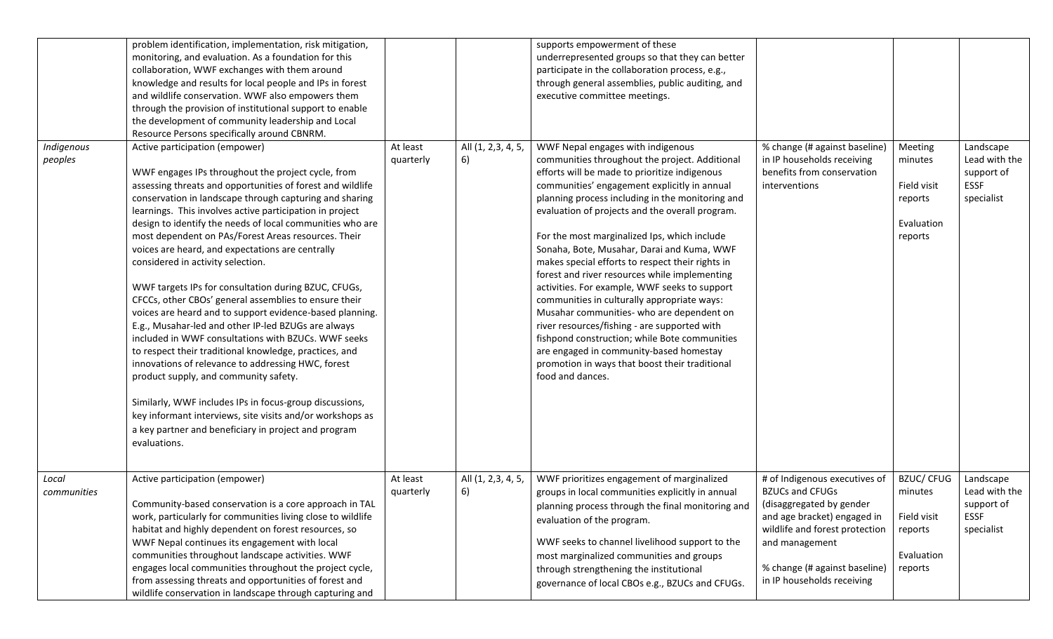| | | | | | | | |
|---|---|---|---|---|---|---|---|
| | problem identification, implementation, risk mitigation, monitoring, and evaluation. As a foundation for this collaboration, WWF exchanges with them around knowledge and results for local people and IPs in forest and wildlife conservation. WWF also empowers them through the provision of institutional support to enable the development of community leadership and Local Resource Persons specifically around CBNRM. | | | supports empowerment of these underrepresented groups so that they can better participate in the collaboration process, e.g., through general assemblies, public auditing, and executive committee meetings. | | | |
| *Indigenous peoples* | Active participation (empower)<br><br>WWF engages IPs throughout the project cycle, from assessing threats and opportunities of forest and wildlife conservation in landscape through capturing and sharing learnings. This involves active participation in project design to identify the needs of local communities who are most dependent on PAs/Forest Areas resources. Their voices are heard, and expectations are centrally considered in activity selection.<br><br>WWF targets IPs for consultation during BZUC, CFUGs, CFCCs, other CBOs' general assemblies to ensure their voices are heard and to support evidence-based planning. E.g., Musahar-led and other IP-led BZUGs are always included in WWF consultations with BZUCs. WWF seeks to respect their traditional knowledge, practices, and innovations of relevance to addressing HWC, forest product supply, and community safety.<br><br>Similarly, WWF includes IPs in focus-group discussions, key informant interviews, site visits and/or workshops as a key partner and beneficiary in project and program evaluations. | At least quarterly | All (1, 2,3, 4, 5, 6) | WWF Nepal engages with indigenous communities throughout the project. Additional efforts will be made to prioritize indigenous communities' engagement explicitly in annual planning process including in the monitoring and evaluation of projects and the overall program.<br><br>For the most marginalized Ips, which include Sonaha, Bote, Musahar, Darai and Kuma, WWF makes special efforts to respect their rights in forest and river resources while implementing activities. For example, WWF seeks to support communities in culturally appropriate ways: Musahar communities- who are dependent on river resources/fishing - are supported with fishpond construction; while Bote communities are engaged in community-based homestay promotion in ways that boost their traditional food and dances. | % change (# against baseline) in IP households receiving benefits from conservation interventions | Meeting minutes<br><br>Field visit reports<br><br>Evaluation reports | Landscape Lead with the support of ESSF specialist |
| *Local communities* | Active participation (empower)<br><br>Community-based conservation is a core approach in TAL work, particularly for communities living close to wildlife habitat and highly dependent on forest resources, so WWF Nepal continues its engagement with local communities throughout landscape activities. WWF engages local communities throughout the project cycle, from assessing threats and opportunities of forest and wildlife conservation in landscape through capturing and | At least quarterly | All (1, 2,3, 4, 5, 6) | WWF prioritizes engagement of marginalized groups in local communities explicitly in annual planning process through the final monitoring and evaluation of the program.<br><br>WWF seeks to channel livelihood support to the most marginalized communities and groups through strengthening the institutional governance of local CBOs e.g., BZUCs and CFUGs. | # of Indigenous executives of BZUCs and CFUGs (disaggregated by gender and age bracket) engaged in wildlife and forest protection and management<br><br>% change (# against baseline) in IP households receiving | BZUC/ CFUG minutes<br><br>Field visit reports<br><br>Evaluation reports | Landscape Lead with the support of ESSF specialist |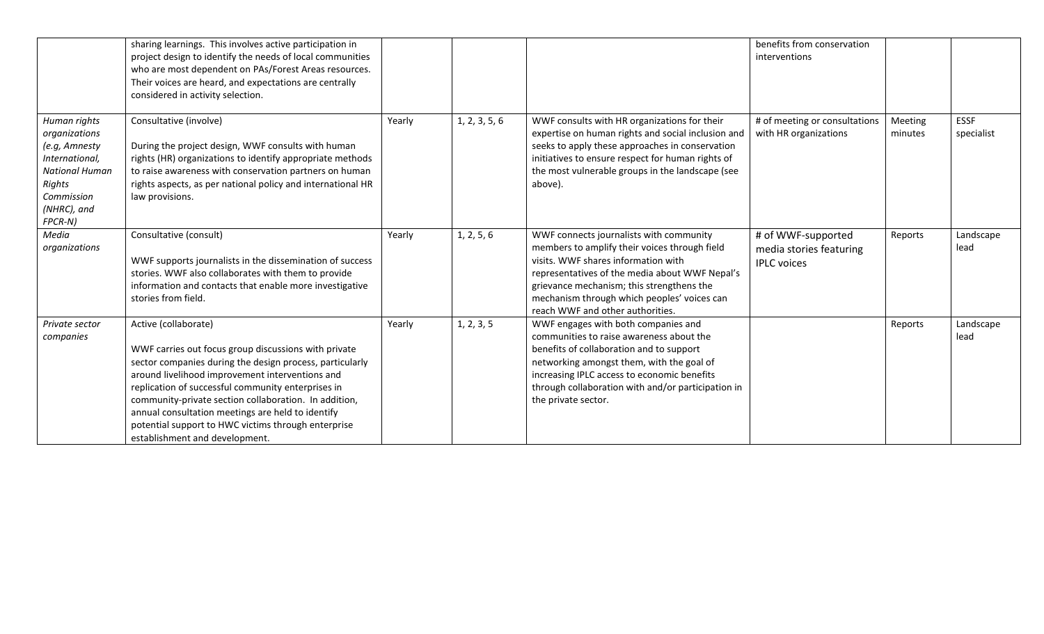| | | | | | | | |
|---|---|---|---|---|---|---|---|
| | sharing learnings. This involves active participation in project design to identify the needs of local communities who are most dependent on PAs/Forest Areas resources. Their voices are heard, and expectations are centrally considered in activity selection. | | | | benefits from conservation interventions | | |
| *Human rights organizations (e.g, Amnesty International, National Human Rights Commission (NHRC), and FPCR-N)* | Consultative (involve)<br><br>During the project design, WWF consults with human rights (HR) organizations to identify appropriate methods to raise awareness with conservation partners on human rights aspects, as per national policy and international HR law provisions. | Yearly | 1, 2, 3, 5, 6 | WWF consults with HR organizations for their expertise on human rights and social inclusion and seeks to apply these approaches in conservation initiatives to ensure respect for human rights of the most vulnerable groups in the landscape (see above). | # of meeting or consultations with HR organizations | Meeting minutes | ESSF specialist |
| *Media organizations* | Consultative (consult)<br><br>WWF supports journalists in the dissemination of success stories. WWF also collaborates with them to provide information and contacts that enable more investigative stories from field. | Yearly | 1, 2, 5, 6 | WWF connects journalists with community members to amplify their voices through field visits. WWF shares information with representatives of the media about WWF Nepal's grievance mechanism; this strengthens the mechanism through which peoples' voices can reach WWF and other authorities. | # of WWF-supported media stories featuring IPLC voices | Reports | Landscape lead |
| *Private sector companies* | Active (collaborate)<br><br>WWF carries out focus group discussions with private sector companies during the design process, particularly around livelihood improvement interventions and replication of successful community enterprises in community-private section collaboration. In addition, annual consultation meetings are held to identify potential support to HWC victims through enterprise establishment and development. | Yearly | 1, 2, 3, 5 | WWF engages with both companies and communities to raise awareness about the benefits of collaboration and to support networking amongst them, with the goal of increasing IPLC access to economic benefits through collaboration with and/or participation in the private sector. | | Reports | Landscape lead |